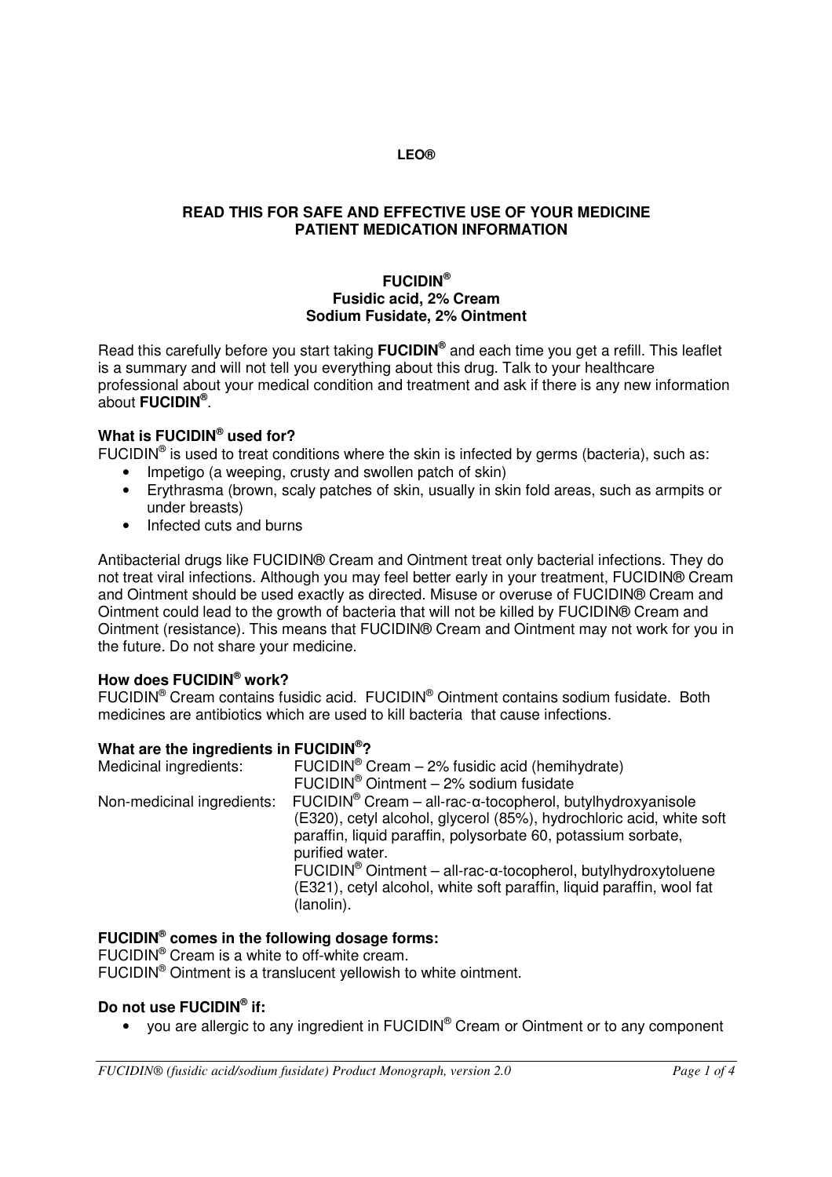**LEO®**

**READ THIS FOR SAFE AND EFFECTIVE USE OF YOUR MEDICINE**
**PATIENT MEDICATION INFORMATION**

**FUCIDIN®**
**Fusidic acid, 2% Cream**
**Sodium Fusidate, 2% Ointment**

Read this carefully before you start taking **FUCIDIN®** and each time you get a refill. This leaflet is a summary and will not tell you everything about this drug. Talk to your healthcare professional about your medical condition and treatment and ask if there is any new information about **FUCIDIN®**.

**What is FUCIDIN® used for?**

FUCIDIN® is used to treat conditions where the skin is infected by germs (bacteria), such as:

- Impetigo (a weeping, crusty and swollen patch of skin)
- Erythrasma (brown, scaly patches of skin, usually in skin fold areas, such as armpits or under breasts)
- Infected cuts and burns

Antibacterial drugs like FUCIDIN® Cream and Ointment treat only bacterial infections. They do not treat viral infections. Although you may feel better early in your treatment, FUCIDIN® Cream and Ointment should be used exactly as directed. Misuse or overuse of FUCIDIN® Cream and Ointment could lead to the growth of bacteria that will not be killed by FUCIDIN® Cream and Ointment (resistance). This means that FUCIDIN® Cream and Ointment may not work for you in the future. Do not share your medicine.

**How does FUCIDIN® work?**

FUCIDIN® Cream contains fusidic acid. FUCIDIN® Ointment contains sodium fusidate. Both medicines are antibiotics which are used to kill bacteria that cause infections.

**What are the ingredients in FUCIDIN®?**

Medicinal ingredients: FUCIDIN® Cream – 2% fusidic acid (hemihydrate)
FUCIDIN® Ointment – 2% sodium fusidate

Non-medicinal ingredients: FUCIDIN® Cream – all-rac-α-tocopherol, butylhydroxyanisole (E320), cetyl alcohol, glycerol (85%), hydrochloric acid, white soft paraffin, liquid paraffin, polysorbate 60, potassium sorbate, purified water.
FUCIDIN® Ointment – all-rac-α-tocopherol, butylhydroxytoluene (E321), cetyl alcohol, white soft paraffin, liquid paraffin, wool fat (lanolin).

**FUCIDIN® comes in the following dosage forms:**

FUCIDIN® Cream is a white to off-white cream.
FUCIDIN® Ointment is a translucent yellowish to white ointment.

**Do not use FUCIDIN® if:**

- you are allergic to any ingredient in FUCIDIN® Cream or Ointment or to any component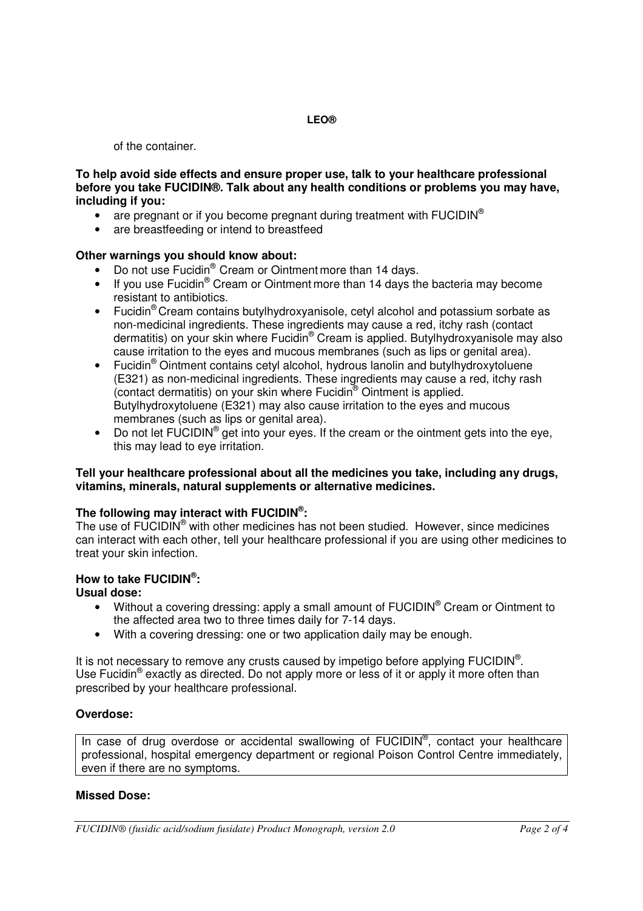of the container.

**To help avoid side effects and ensure proper use, talk to your healthcare professional before you take FUCIDIN®. Talk about any health conditions or problems you may have, including if you:**

- are pregnant or if you become pregnant during treatment with FUCIDIN®
- are breastfeeding or intend to breastfeed

**Other warnings you should know about:**

- Do not use Fucidin® Cream or Ointment more than 14 days.
- If you use Fucidin® Cream or Ointment more than 14 days the bacteria may become resistant to antibiotics.
- Fucidin® Cream contains butylhydroxyanisole, cetyl alcohol and potassium sorbate as non-medicinal ingredients. These ingredients may cause a red, itchy rash (contact dermatitis) on your skin where Fucidin® Cream is applied. Butylhydroxyanisole may also cause irritation to the eyes and mucous membranes (such as lips or genital area).
- Fucidin® Ointment contains cetyl alcohol, hydrous lanolin and butylhydroxytoluene (E321) as non-medicinal ingredients. These ingredients may cause a red, itchy rash (contact dermatitis) on your skin where Fucidin® Ointment is applied. Butylhydroxytoluene (E321) may also cause irritation to the eyes and mucous membranes (such as lips or genital area).
- Do not let FUCIDIN® get into your eyes. If the cream or the ointment gets into the eye, this may lead to eye irritation.

**Tell your healthcare professional about all the medicines you take, including any drugs, vitamins, minerals, natural supplements or alternative medicines.**

**The following may interact with FUCIDIN®:**

The use of FUCIDIN® with other medicines has not been studied. However, since medicines can interact with each other, tell your healthcare professional if you are using other medicines to treat your skin infection.

**How to take FUCIDIN®:**

**Usual dose:**

- Without a covering dressing: apply a small amount of FUCIDIN® Cream or Ointment to the affected area two to three times daily for 7-14 days.
- With a covering dressing: one or two application daily may be enough.

It is not necessary to remove any crusts caused by impetigo before applying FUCIDIN®. Use Fucidin® exactly as directed. Do not apply more or less of it or apply it more often than prescribed by your healthcare professional.

**Overdose:**

| In case of drug overdose or accidental swallowing of FUCIDIN®, contact your healthcare professional, hospital emergency department or regional Poison Control Centre immediately, even if there are no symptoms. |
|---|

**Missed Dose:**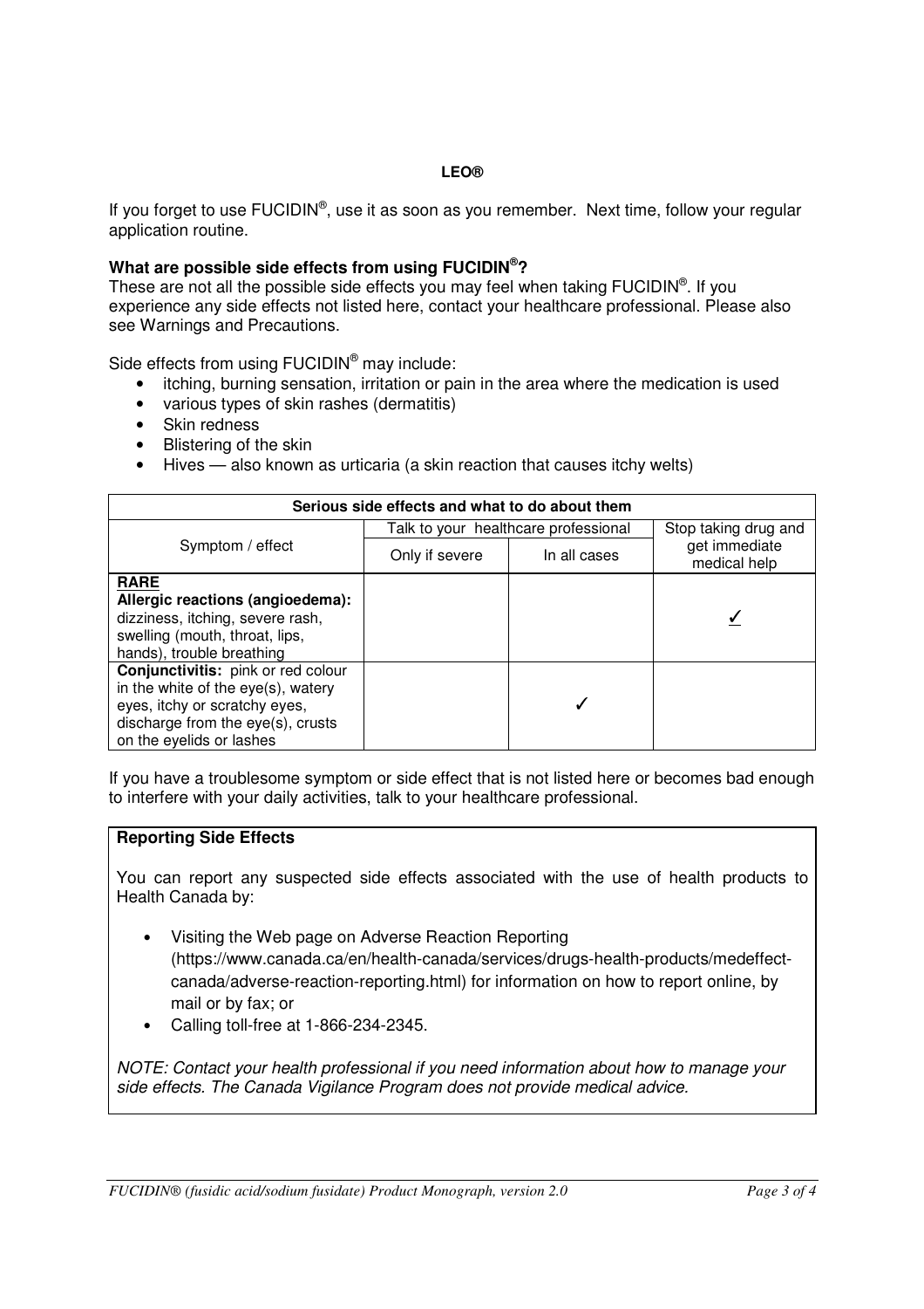If you forget to use FUCIDIN®, use it as soon as you remember. Next time, follow your regular application routine.

**What are possible side effects from using FUCIDIN®?**

These are not all the possible side effects you may feel when taking FUCIDIN®. If you experience any side effects not listed here, contact your healthcare professional. Please also see Warnings and Precautions.

Side effects from using FUCIDIN® may include:

- itching, burning sensation, irritation or pain in the area where the medication is used
- various types of skin rashes (dermatitis)
- Skin redness
- Blistering of the skin
- Hives — also known as urticaria (a skin reaction that causes itchy welts)

| Serious side effects and what to do about them | | | |
|---|---|---|---|
| Symptom / effect | Talk to your healthcare professional | | Stop taking drug and get immediate medical help |
| | Only if severe | In all cases | |
| **RARE** **Allergic reactions (angioedema):** dizziness, itching, severe rash, swelling (mouth, throat, lips, hands), trouble breathing | | | ✓ |
| **Conjunctivitis:** pink or red colour in the white of the eye(s), watery eyes, itchy or scratchy eyes, discharge from the eye(s), crusts on the eyelids or lashes | | ✓ | |

If you have a troublesome symptom or side effect that is not listed here or becomes bad enough to interfere with your daily activities, talk to your healthcare professional.

**Reporting Side Effects**

You can report any suspected side effects associated with the use of health products to Health Canada by:

- Visiting the Web page on Adverse Reaction Reporting (https://www.canada.ca/en/health-canada/services/drugs-health-products/medeffect-canada/adverse-reaction-reporting.html) for information on how to report online, by mail or by fax; or
- Calling toll-free at 1-866-234-2345.

*NOTE: Contact your health professional if you need information about how to manage your side effects. The Canada Vigilance Program does not provide medical advice.*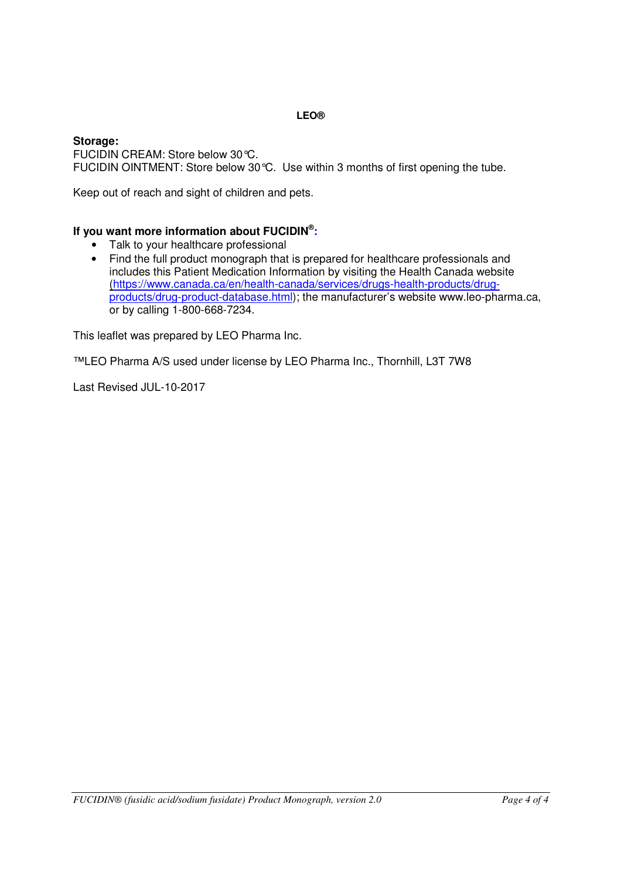**LEO®**

**Storage:**
FUCIDIN CREAM: Store below 30℃.
FUCIDIN OINTMENT: Store below 30℃. Use within 3 months of first opening the tube.

Keep out of reach and sight of children and pets.

**If you want more information about FUCIDIN®:**

- Talk to your healthcare professional
- Find the full product monograph that is prepared for healthcare professionals and includes this Patient Medication Information by visiting the Health Canada website (https://www.canada.ca/en/health-canada/services/drugs-health-products/drug-products/drug-product-database.html); the manufacturer's website www.leo-pharma.ca, or by calling 1-800-668-7234.

This leaflet was prepared by LEO Pharma Inc.

™LEO Pharma A/S used under license by LEO Pharma Inc., Thornhill, L3T 7W8

Last Revised JUL-10-2017